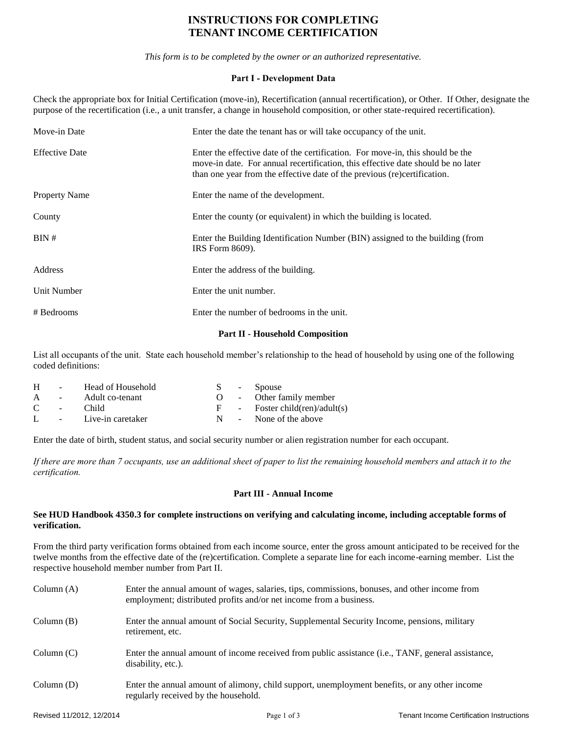# INSTRUCTIONS FOR COMPLETING TENANT INCOME CERTIFICATION

*This form is to be completed by the owner or an authorized representative.*

### Part I - Development Data

Check the appropriate box for Initial Certification (move-in), Recertification (annual recertification), or Other. If Other, designate the purpose of the recertification (i.e., a unit transfer, a change in household composition, or other state-required recertification).

| | |
|---|---|
| Move-in Date | Enter the date the tenant has or will take occupancy of the unit. |
| Effective Date | Enter the effective date of the certification. For move-in, this should be the move-in date. For annual recertification, this effective date should be no later than one year from the effective date of the previous (re)certification. |
| Property Name | Enter the name of the development. |
| County | Enter the county (or equivalent) in which the building is located. |
| BIN # | Enter the Building Identification Number (BIN) assigned to the building (from IRS Form 8609). |
| Address | Enter the address of the building. |
| Unit Number | Enter the unit number. |
| # Bedrooms | Enter the number of bedrooms in the unit. |

### Part II - Household Composition

List all occupants of the unit. State each household member's relationship to the head of household by using one of the following coded definitions:

| | | | | | |
|---|---|---|---|---|---|
| H | - | Head of Household | S | - | Spouse |
| A | - | Adult co-tenant | O | - | Other family member |
| C | - | Child | F | - | Foster child(ren)/adult(s) |
| L | - | Live-in caretaker | N | - | None of the above |

Enter the date of birth, student status, and social security number or alien registration number for each occupant.

*If there are more than 7 occupants, use an additional sheet of paper to list the remaining household members and attach it to the certification.*

### Part III - Annual Income

**See HUD Handbook 4350.3 for complete instructions on verifying and calculating income, including acceptable forms of verification.**

From the third party verification forms obtained from each income source, enter the gross amount anticipated to be received for the twelve months from the effective date of the (re)certification. Complete a separate line for each income-earning member. List the respective household member number from Part II.

| | |
|---|---|
| Column (A) | Enter the annual amount of wages, salaries, tips, commissions, bonuses, and other income from employment; distributed profits and/or net income from a business. |
| Column (B) | Enter the annual amount of Social Security, Supplemental Security Income, pensions, military retirement, etc. |
| Column (C) | Enter the annual amount of income received from public assistance (i.e., TANF, general assistance, disability, etc.). |
| Column (D) | Enter the annual amount of alimony, child support, unemployment benefits, or any other income regularly received by the household. |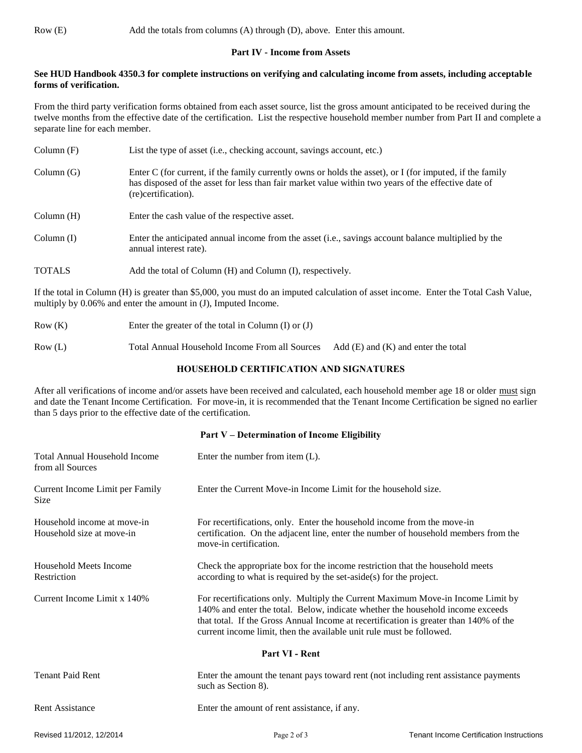| | |
|---|---|
| Row (E) | Add the totals from columns (A) through (D), above. Enter this amount. |

## Part IV - Income from Assets

**See HUD Handbook 4350.3 for complete instructions on verifying and calculating income from assets, including acceptable forms of verification.**

From the third party verification forms obtained from each asset source, list the gross amount anticipated to be received during the twelve months from the effective date of the certification. List the respective household member number from Part II and complete a separate line for each member.

| | |
|---|---|
| Column (F) | List the type of asset (i.e., checking account, savings account, etc.) |
| Column (G) | Enter C (for current, if the family currently owns or holds the asset), or I (for imputed, if the family has disposed of the asset for less than fair market value within two years of the effective date of (re)certification). |
| Column (H) | Enter the cash value of the respective asset. |
| Column (I) | Enter the anticipated annual income from the asset (i.e., savings account balance multiplied by the annual interest rate). |
| TOTALS | Add the total of Column (H) and Column (I), respectively. |

If the total in Column (H) is greater than $5,000, you must do an imputed calculation of asset income. Enter the Total Cash Value, multiply by 0.06% and enter the amount in (J), Imputed Income.

| | |
|---|---|
| Row (K) | Enter the greater of the total in Column (I) or (J) |
| Row (L) | Total Annual Household Income From all Sources Add (E) and (K) and enter the total |

## HOUSEHOLD CERTIFICATION AND SIGNATURES

After all verifications of income and/or assets have been received and calculated, each household member age 18 or older <u>must</u> sign and date the Tenant Income Certification. For move-in, it is recommended that the Tenant Income Certification be signed no earlier than 5 days prior to the effective date of the certification.

## Part V – Determination of Income Eligibility

| | |
|---|---|
| Total Annual Household Income from all Sources | Enter the number from item (L). |
| Current Income Limit per Family Size | Enter the Current Move-in Income Limit for the household size. |
| Household income at move-in Household size at move-in | For recertifications, only. Enter the household income from the move-in certification. On the adjacent line, enter the number of household members from the move-in certification. |
| Household Meets Income Restriction | Check the appropriate box for the income restriction that the household meets according to what is required by the set-aside(s) for the project. |
| Current Income Limit x 140% | For recertifications only. Multiply the Current Maximum Move-in Income Limit by 140% and enter the total. Below, indicate whether the household income exceeds that total. If the Gross Annual Income at recertification is greater than 140% of the current income limit, then the available unit rule must be followed. |

## Part VI - Rent

| | |
|---|---|
| Tenant Paid Rent | Enter the amount the tenant pays toward rent (not including rent assistance payments such as Section 8). |
| Rent Assistance | Enter the amount of rent assistance, if any. |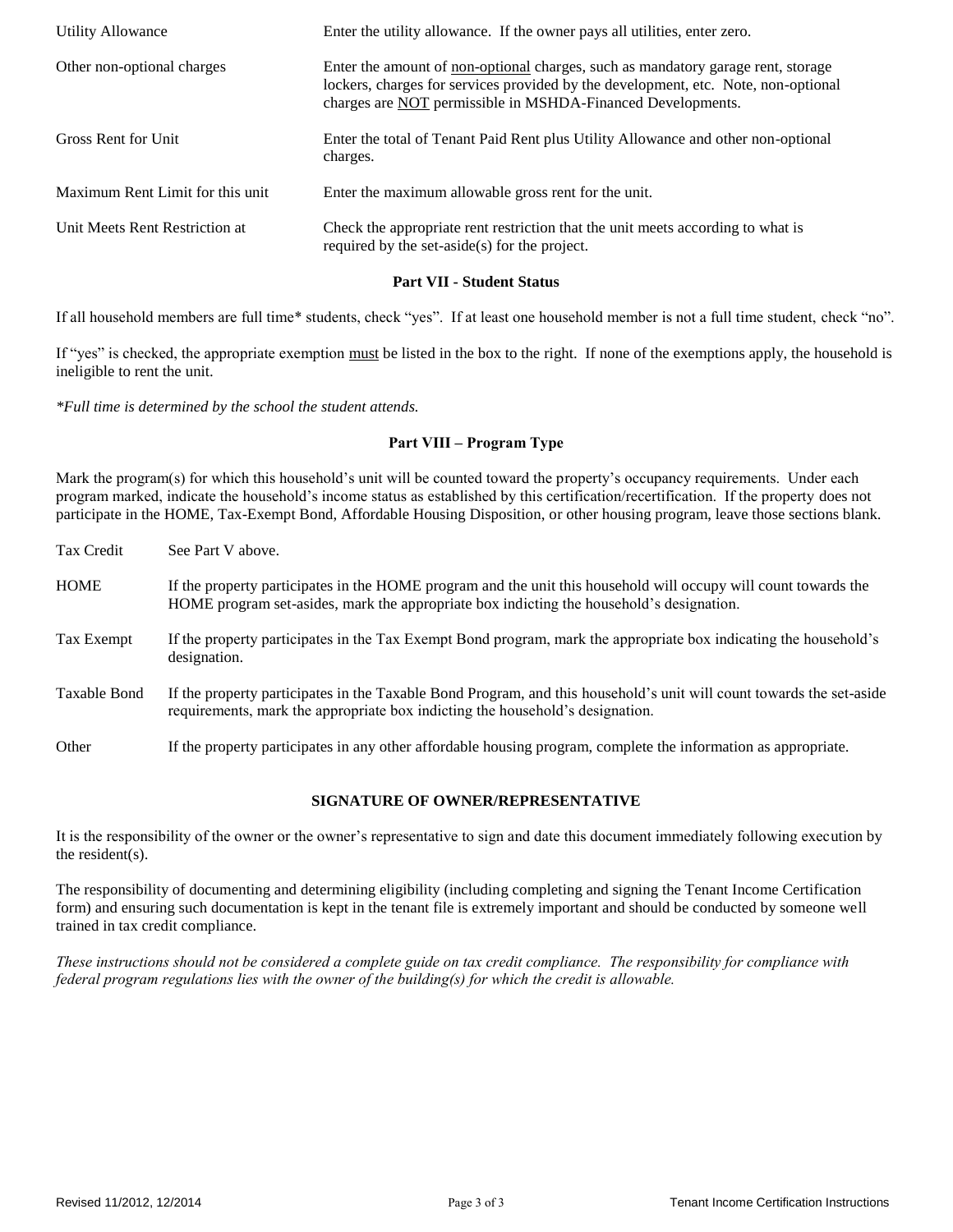| | |
|---|---|
| Utility Allowance | Enter the utility allowance. If the owner pays all utilities, enter zero. |
| Other non-optional charges | Enter the amount of non-optional charges, such as mandatory garage rent, storage lockers, charges for services provided by the development, etc. Note, non-optional charges are NOT permissible in MSHDA-Financed Developments. |
| Gross Rent for Unit | Enter the total of Tenant Paid Rent plus Utility Allowance and other non-optional charges. |
| Maximum Rent Limit for this unit | Enter the maximum allowable gross rent for the unit. |
| Unit Meets Rent Restriction at | Check the appropriate rent restriction that the unit meets according to what is required by the set-aside(s) for the project. |

### Part VII - Student Status

If all household members are full time* students, check "yes". If at least one household member is not a full time student, check "no".

If "yes" is checked, the appropriate exemption must be listed in the box to the right. If none of the exemptions apply, the household is ineligible to rent the unit.

*\*Full time is determined by the school the student attends.*

### Part VIII – Program Type

Mark the program(s) for which this household's unit will be counted toward the property's occupancy requirements. Under each program marked, indicate the household's income status as established by this certification/recertification. If the property does not participate in the HOME, Tax-Exempt Bond, Affordable Housing Disposition, or other housing program, leave those sections blank.

| | |
|---|---|
| Tax Credit | See Part V above. |
| HOME | If the property participates in the HOME program and the unit this household will occupy will count towards the HOME program set-asides, mark the appropriate box indicting the household's designation. |
| Tax Exempt | If the property participates in the Tax Exempt Bond program, mark the appropriate box indicating the household's designation. |
| Taxable Bond | If the property participates in the Taxable Bond Program, and this household's unit will count towards the set-aside requirements, mark the appropriate box indicting the household's designation. |
| Other | If the property participates in any other affordable housing program, complete the information as appropriate. |

### SIGNATURE OF OWNER/REPRESENTATIVE

It is the responsibility of the owner or the owner's representative to sign and date this document immediately following execution by the resident(s).

The responsibility of documenting and determining eligibility (including completing and signing the Tenant Income Certification form) and ensuring such documentation is kept in the tenant file is extremely important and should be conducted by someone well trained in tax credit compliance.

*These instructions should not be considered a complete guide on tax credit compliance. The responsibility for compliance with federal program regulations lies with the owner of the building(s) for which the credit is allowable.*